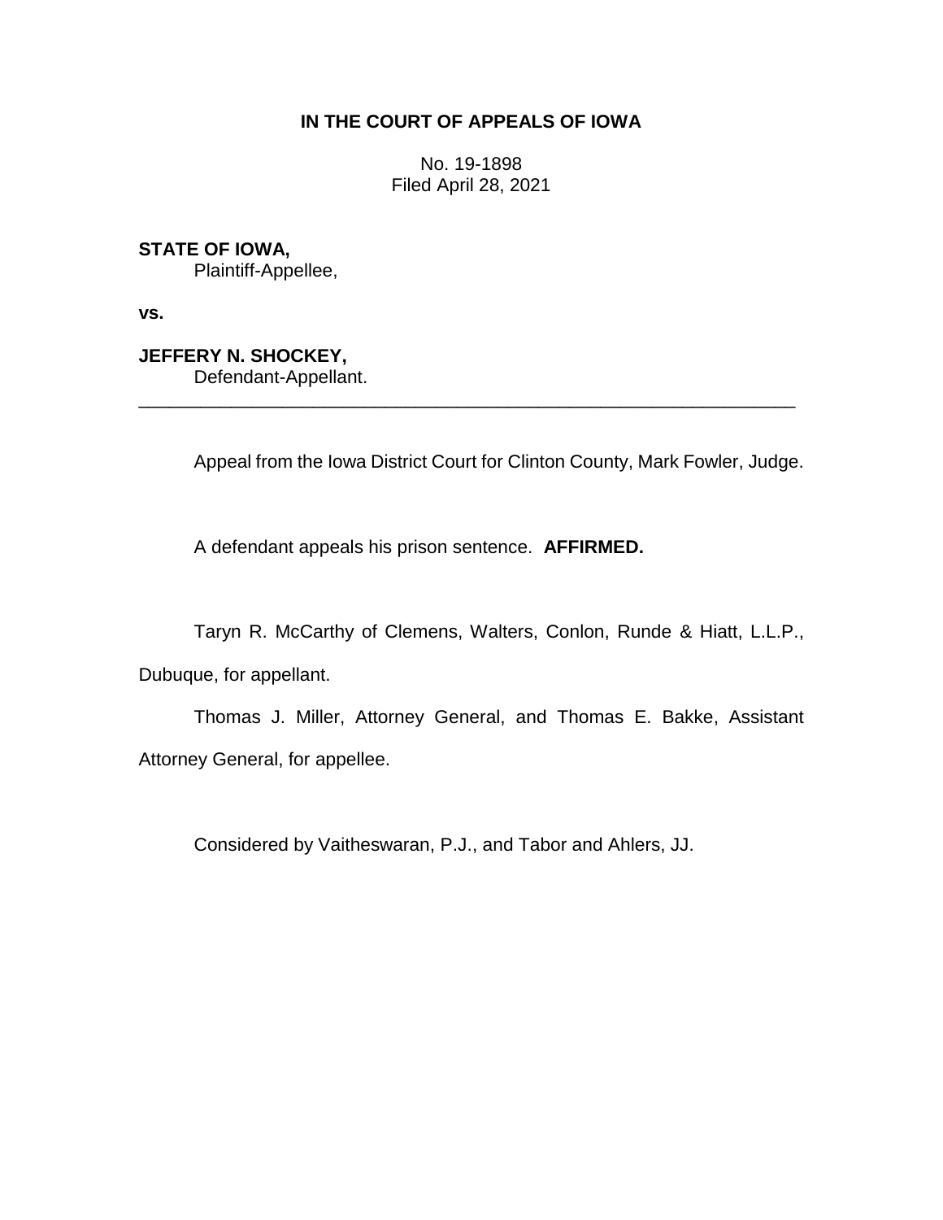**IN THE COURT OF APPEALS OF IOWA**

No. 19-1898
Filed April 28, 2021

**STATE OF IOWA,**
Plaintiff-Appellee,

**vs.**

**JEFFERY N. SHOCKEY,**
Defendant-Appellant.

---

Appeal from the Iowa District Court for Clinton County, Mark Fowler, Judge.

A defendant appeals his prison sentence. **AFFIRMED.**

Taryn R. McCarthy of Clemens, Walters, Conlon, Runde & Hiatt, L.L.P., Dubuque, for appellant.

Thomas J. Miller, Attorney General, and Thomas E. Bakke, Assistant Attorney General, for appellee.

Considered by Vaitheswaran, P.J., and Tabor and Ahlers, JJ.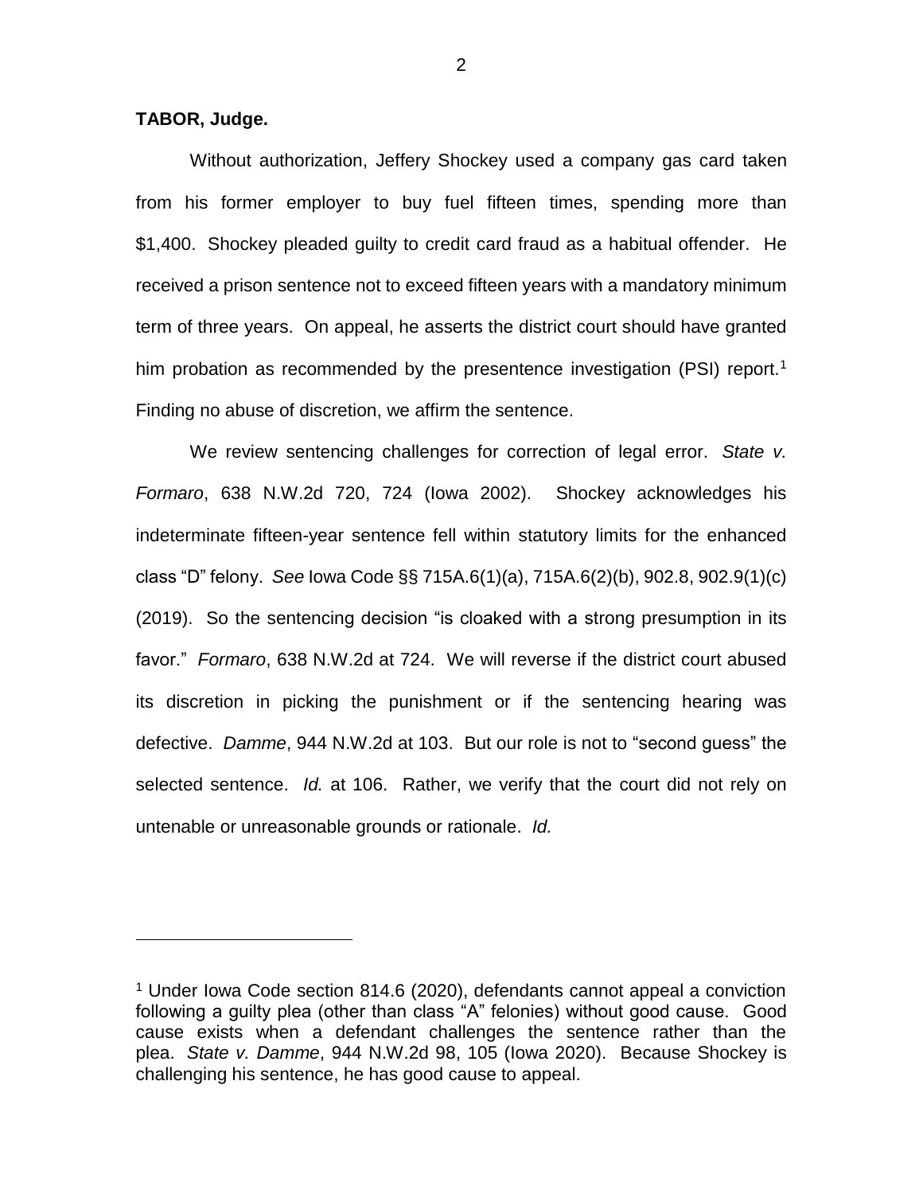**TABOR, Judge.**

Without authorization, Jeffery Shockey used a company gas card taken from his former employer to buy fuel fifteen times, spending more than $1,400. Shockey pleaded guilty to credit card fraud as a habitual offender. He received a prison sentence not to exceed fifteen years with a mandatory minimum term of three years. On appeal, he asserts the district court should have granted him probation as recommended by the presentence investigation (PSI) report.[1] Finding no abuse of discretion, we affirm the sentence.

We review sentencing challenges for correction of legal error. *State v. Formaro*, 638 N.W.2d 720, 724 (Iowa 2002). Shockey acknowledges his indeterminate fifteen-year sentence fell within statutory limits for the enhanced class "D" felony. *See* Iowa Code §§ 715A.6(1)(a), 715A.6(2)(b), 902.8, 902.9(1)(c) (2019). So the sentencing decision "is cloaked with a strong presumption in its favor." *Formaro*, 638 N.W.2d at 724. We will reverse if the district court abused its discretion in picking the punishment or if the sentencing hearing was defective. *Damme*, 944 N.W.2d at 103. But our role is not to "second guess" the selected sentence. *Id.* at 106. Rather, we verify that the court did not rely on untenable or unreasonable grounds or rationale. *Id.*

---

[1] Under Iowa Code section 814.6 (2020), defendants cannot appeal a conviction following a guilty plea (other than class "A" felonies) without good cause. Good cause exists when a defendant challenges the sentence rather than the plea. *State v. Damme*, 944 N.W.2d 98, 105 (Iowa 2020). Because Shockey is challenging his sentence, he has good cause to appeal.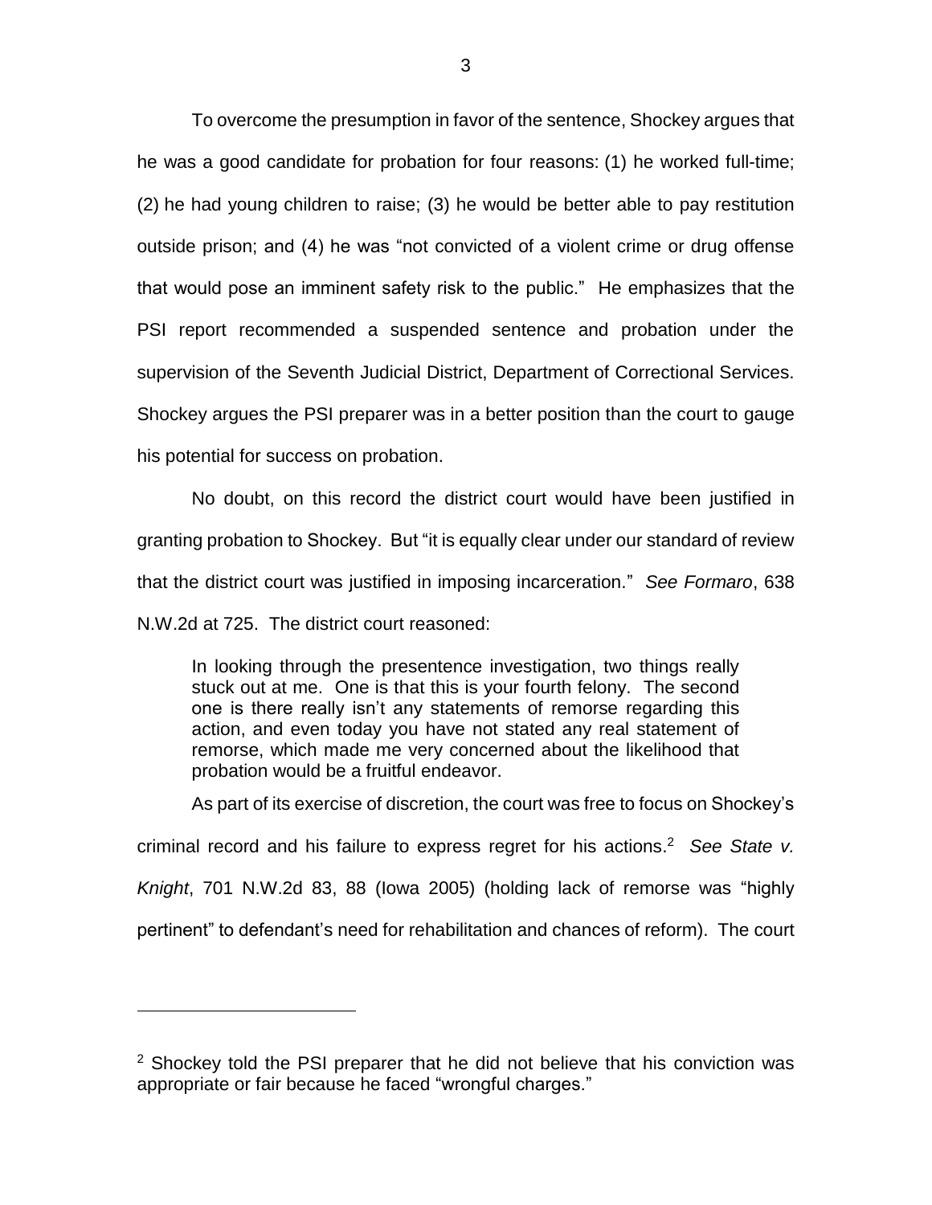To overcome the presumption in favor of the sentence, Shockey argues that he was a good candidate for probation for four reasons: (1) he worked full-time; (2) he had young children to raise; (3) he would be better able to pay restitution outside prison; and (4) he was "not convicted of a violent crime or drug offense that would pose an imminent safety risk to the public." He emphasizes that the PSI report recommended a suspended sentence and probation under the supervision of the Seventh Judicial District, Department of Correctional Services. Shockey argues the PSI preparer was in a better position than the court to gauge his potential for success on probation.

No doubt, on this record the district court would have been justified in granting probation to Shockey. But "it is equally clear under our standard of review that the district court was justified in imposing incarceration." *See Formaro*, 638 N.W.2d at 725. The district court reasoned:

> In looking through the presentence investigation, two things really stuck out at me. One is that this is your fourth felony. The second one is there really isn't any statements of remorse regarding this action, and even today you have not stated any real statement of remorse, which made me very concerned about the likelihood that probation would be a fruitful endeavor.

As part of its exercise of discretion, the court was free to focus on Shockey's criminal record and his failure to express regret for his actions.[2] *See State v. Knight*, 701 N.W.2d 83, 88 (Iowa 2005) (holding lack of remorse was "highly pertinent" to defendant's need for rehabilitation and chances of reform). The court

---

[2] Shockey told the PSI preparer that he did not believe that his conviction was appropriate or fair because he faced "wrongful charges."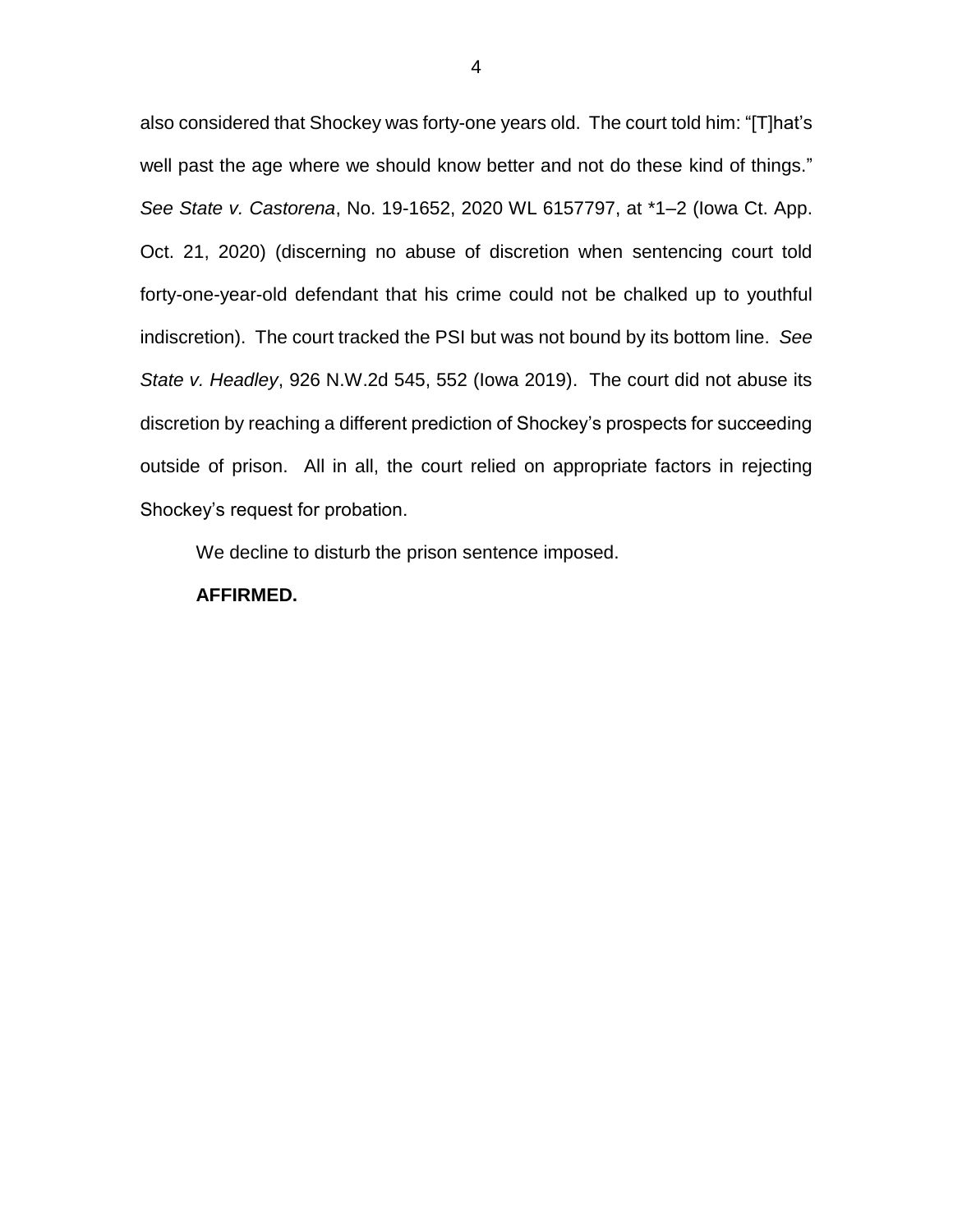also considered that Shockey was forty-one years old. The court told him: "[T]hat's well past the age where we should know better and not do these kind of things." *See State v. Castorena*, No. 19-1652, 2020 WL 6157797, at *1–2 (Iowa Ct. App. Oct. 21, 2020) (discerning no abuse of discretion when sentencing court told forty-one-year-old defendant that his crime could not be chalked up to youthful indiscretion). The court tracked the PSI but was not bound by its bottom line. *See State v. Headley*, 926 N.W.2d 545, 552 (Iowa 2019). The court did not abuse its discretion by reaching a different prediction of Shockey's prospects for succeeding outside of prison. All in all, the court relied on appropriate factors in rejecting Shockey's request for probation.

We decline to disturb the prison sentence imposed.

**AFFIRMED.**